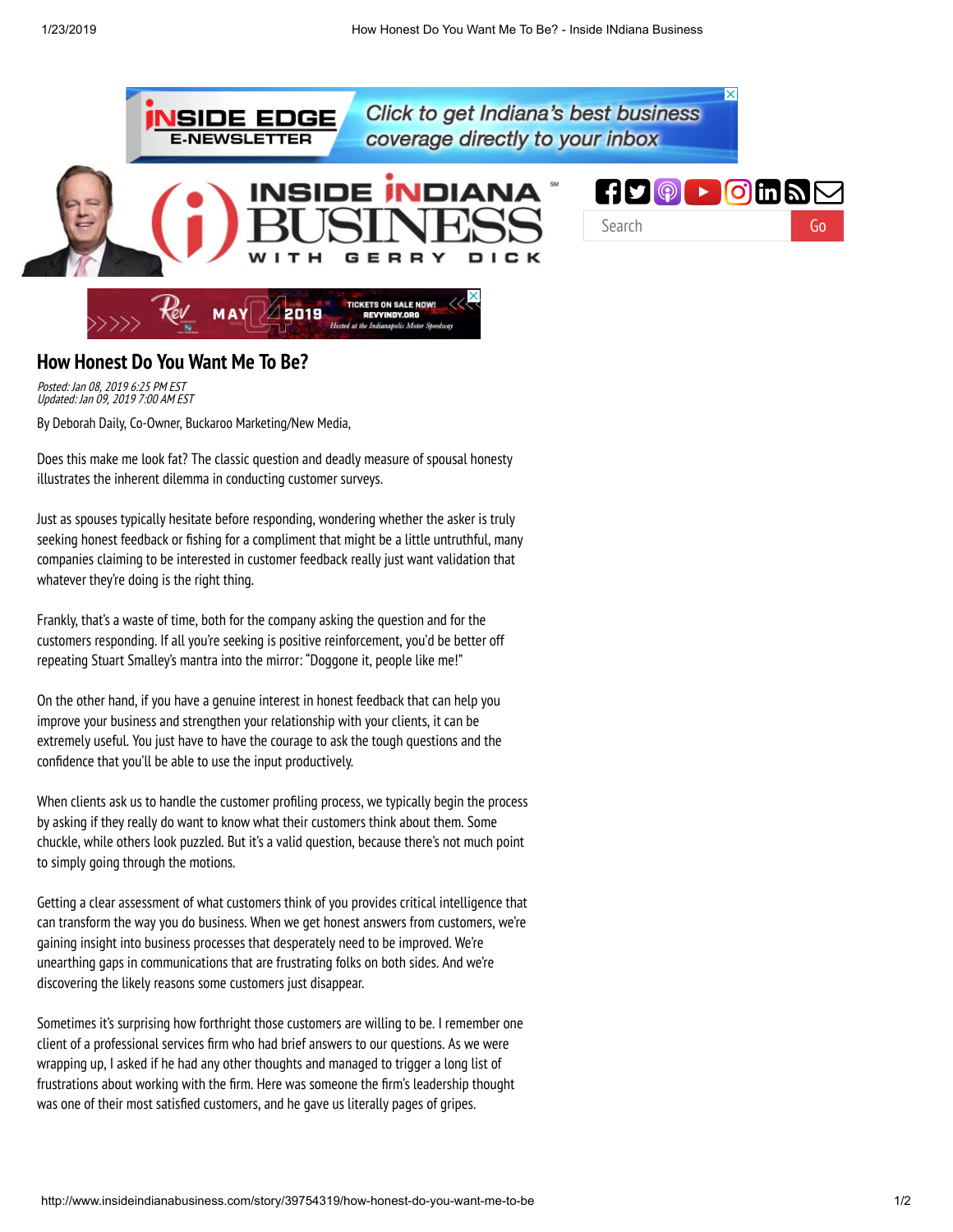# How Honest Do You Want Me To Be?

*Posted: Jan 08, 2019 6:25 PM EST*
*Updated: Jan 09, 2019 7:00 AM EST*

By Deborah Daily, Co-Owner, Buckaroo Marketing/New Media,

Does this make me look fat? The classic question and deadly measure of spousal honesty illustrates the inherent dilemma in conducting customer surveys.

Just as spouses typically hesitate before responding, wondering whether the asker is truly seeking honest feedback or fishing for a compliment that might be a little untruthful, many companies claiming to be interested in customer feedback really just want validation that whatever they're doing is the right thing.

Frankly, that's a waste of time, both for the company asking the question and for the customers responding. If all you're seeking is positive reinforcement, you'd be better off repeating Stuart Smalley's mantra into the mirror: "Doggone it, people like me!"

On the other hand, if you have a genuine interest in honest feedback that can help you improve your business and strengthen your relationship with your clients, it can be extremely useful. You just have to have the courage to ask the tough questions and the confidence that you'll be able to use the input productively.

When clients ask us to handle the customer profiling process, we typically begin the process by asking if they really do want to know what their customers think about them. Some chuckle, while others look puzzled. But it's a valid question, because there's not much point to simply going through the motions.

Getting a clear assessment of what customers think of you provides critical intelligence that can transform the way you do business. When we get honest answers from customers, we're gaining insight into business processes that desperately need to be improved. We're unearthing gaps in communications that are frustrating folks on both sides. And we're discovering the likely reasons some customers just disappear.

Sometimes it's surprising how forthright those customers are willing to be. I remember one client of a professional services firm who had brief answers to our questions. As we were wrapping up, I asked if he had any other thoughts and managed to trigger a long list of frustrations about working with the firm. Here was someone the firm's leadership thought was one of their most satisfied customers, and he gave us literally pages of gripes.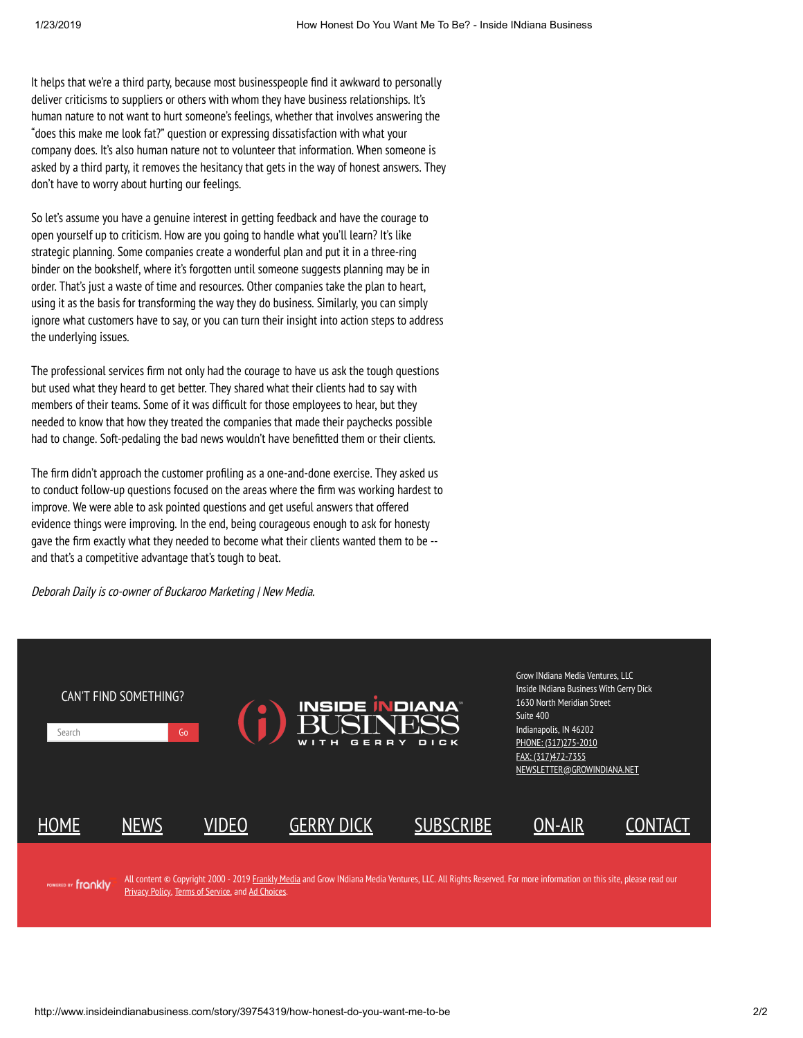It helps that we're a third party, because most businesspeople find it awkward to personally deliver criticisms to suppliers or others with whom they have business relationships. It's human nature to not want to hurt someone's feelings, whether that involves answering the "does this make me look fat?" question or expressing dissatisfaction with what your company does. It's also human nature not to volunteer that information. When someone is asked by a third party, it removes the hesitancy that gets in the way of honest answers. They don't have to worry about hurting our feelings.

So let's assume you have a genuine interest in getting feedback and have the courage to open yourself up to criticism. How are you going to handle what you'll learn? It's like strategic planning. Some companies create a wonderful plan and put it in a three-ring binder on the bookshelf, where it's forgotten until someone suggests planning may be in order. That's just a waste of time and resources. Other companies take the plan to heart, using it as the basis for transforming the way they do business. Similarly, you can simply ignore what customers have to say, or you can turn their insight into action steps to address the underlying issues.

The professional services firm not only had the courage to have us ask the tough questions but used what they heard to get better. They shared what their clients had to say with members of their teams. Some of it was difficult for those employees to hear, but they needed to know that how they treated the companies that made their paychecks possible had to change. Soft-pedaling the bad news wouldn't have benefitted them or their clients.

The firm didn't approach the customer profiling as a one-and-done exercise. They asked us to conduct follow-up questions focused on the areas where the firm was working hardest to improve. We were able to ask pointed questions and get useful answers that offered evidence things were improving. In the end, being courageous enough to ask for honesty gave the firm exactly what they needed to become what their clients wanted them to be -- and that's a competitive advantage that's tough to beat.

*Deborah Daily is co-owner of Buckaroo Marketing | New Media.*

CAN'T FIND SOMETHING?

Search Go

INSIDE INDIANA BUSINESS WITH GERRY DICK

Grow INdiana Media Ventures, LLC
Inside INdiana Business With Gerry Dick
1630 North Meridian Street
Suite 400
Indianapolis, IN 46202
PHONE: (317)275-2010
FAX: (317)472-7355
NEWSLETTER@GROWINDIANA.NET

HOME NEWS VIDEO GERRY DICK SUBSCRIBE ON-AIR CONTACT

POWERED BY frankly

All content © Copyright 2000 - 2019 Frankly Media and Grow INdiana Media Ventures, LLC. All Rights Reserved. For more information on this site, please read our Privacy Policy, Terms of Service, and Ad Choices.